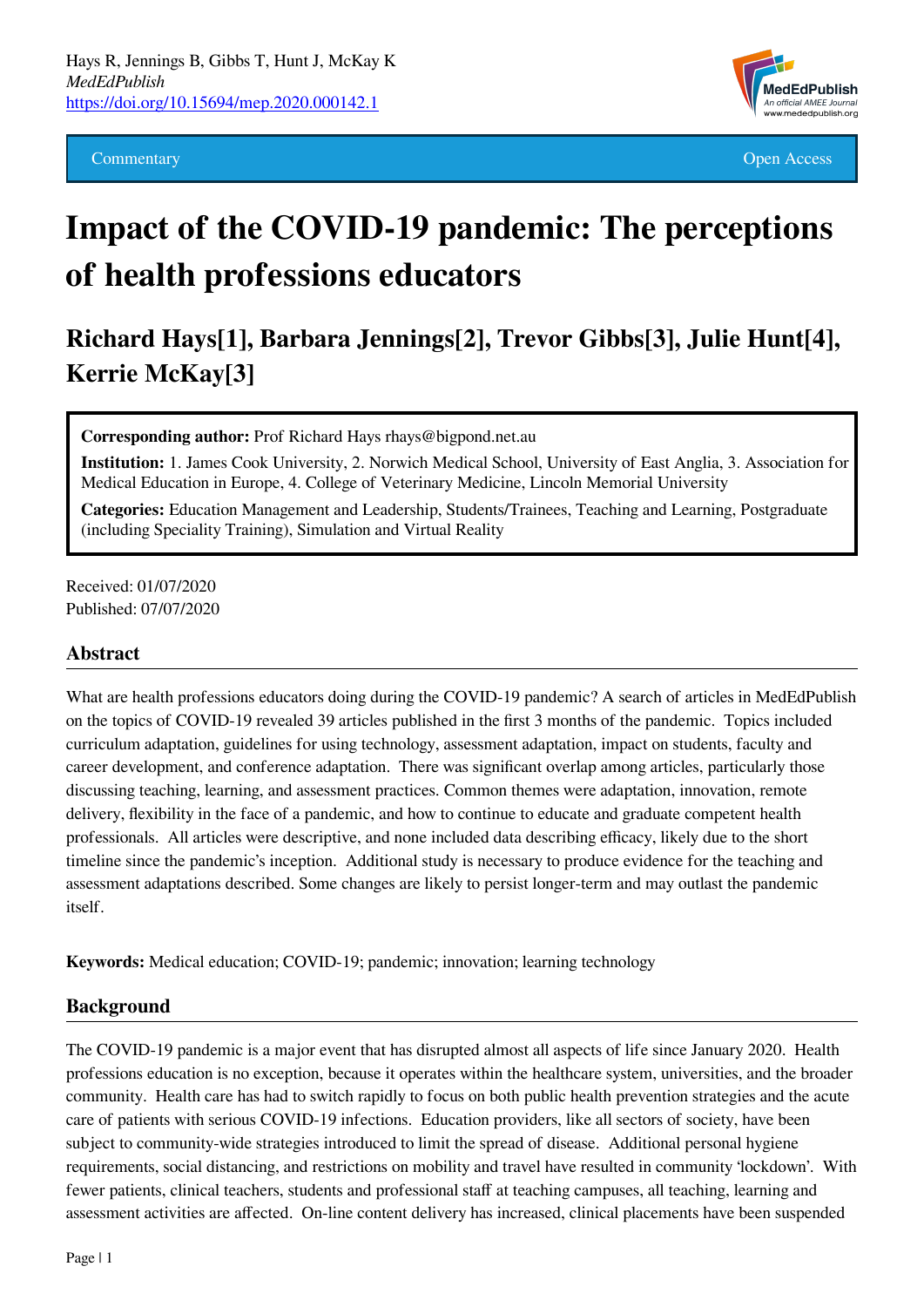Hays R, Jennings B, Gibbs T, Hunt J, McKay K
*MedEdPublish*
https://doi.org/10.15694/mep.2020.000142.1

Commentary | Open Access

# Impact of the COVID-19 pandemic: The perceptions of health professions educators

## Richard Hays[1], Barbara Jennings[2], Trevor Gibbs[3], Julie Hunt[4], Kerrie McKay[3]

**Corresponding author:** Prof Richard Hays rhays@bigpond.net.au

**Institution:** 1. James Cook University, 2. Norwich Medical School, University of East Anglia, 3. Association for Medical Education in Europe, 4. College of Veterinary Medicine, Lincoln Memorial University

**Categories:** Education Management and Leadership, Students/Trainees, Teaching and Learning, Postgraduate (including Speciality Training), Simulation and Virtual Reality

Received: 01/07/2020
Published: 07/07/2020

### Abstract

What are health professions educators doing during the COVID-19 pandemic? A search of articles in MedEdPublish on the topics of COVID-19 revealed 39 articles published in the first 3 months of the pandemic. Topics included curriculum adaptation, guidelines for using technology, assessment adaptation, impact on students, faculty and career development, and conference adaptation. There was significant overlap among articles, particularly those discussing teaching, learning, and assessment practices. Common themes were adaptation, innovation, remote delivery, flexibility in the face of a pandemic, and how to continue to educate and graduate competent health professionals. All articles were descriptive, and none included data describing efficacy, likely due to the short timeline since the pandemic's inception. Additional study is necessary to produce evidence for the teaching and assessment adaptations described. Some changes are likely to persist longer-term and may outlast the pandemic itself.

**Keywords:** Medical education; COVID-19; pandemic; innovation; learning technology

### Background

The COVID-19 pandemic is a major event that has disrupted almost all aspects of life since January 2020. Health professions education is no exception, because it operates within the healthcare system, universities, and the broader community. Health care has had to switch rapidly to focus on both public health prevention strategies and the acute care of patients with serious COVID-19 infections. Education providers, like all sectors of society, have been subject to community-wide strategies introduced to limit the spread of disease. Additional personal hygiene requirements, social distancing, and restrictions on mobility and travel have resulted in community 'lockdown'. With fewer patients, clinical teachers, students and professional staff at teaching campuses, all teaching, learning and assessment activities are affected. On-line content delivery has increased, clinical placements have been suspended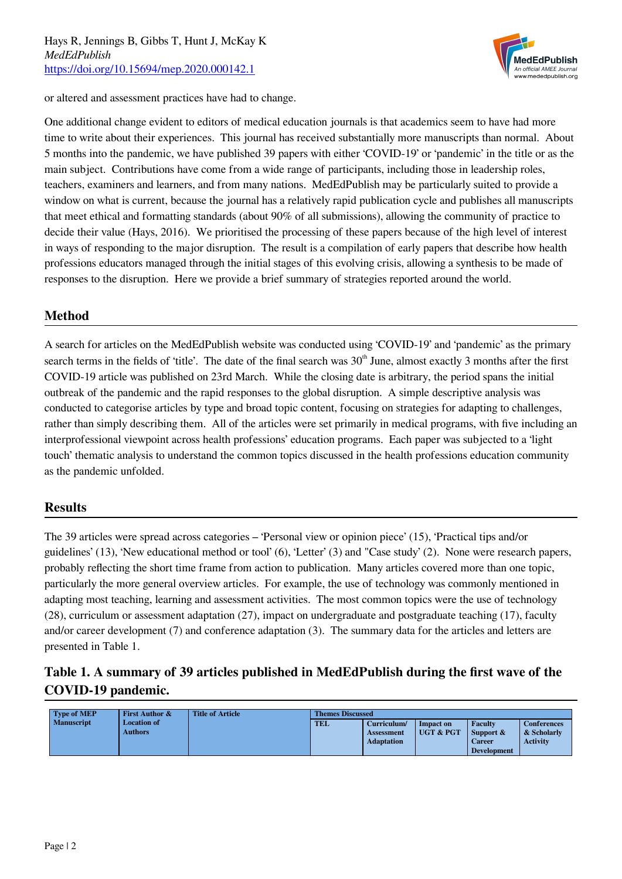or altered and assessment practices have had to change.

One additional change evident to editors of medical education journals is that academics seem to have had more time to write about their experiences. This journal has received substantially more manuscripts than normal. About 5 months into the pandemic, we have published 39 papers with either 'COVID-19' or 'pandemic' in the title or as the main subject. Contributions have come from a wide range of participants, including those in leadership roles, teachers, examiners and learners, and from many nations. MedEdPublish may be particularly suited to provide a window on what is current, because the journal has a relatively rapid publication cycle and publishes all manuscripts that meet ethical and formatting standards (about 90% of all submissions), allowing the community of practice to decide their value (Hays, 2016). We prioritised the processing of these papers because of the high level of interest in ways of responding to the major disruption. The result is a compilation of early papers that describe how health professions educators managed through the initial stages of this evolving crisis, allowing a synthesis to be made of responses to the disruption. Here we provide a brief summary of strategies reported around the world.

## Method

A search for articles on the MedEdPublish website was conducted using 'COVID-19' and 'pandemic' as the primary search terms in the fields of 'title'. The date of the final search was 30th June, almost exactly 3 months after the first COVID-19 article was published on 23rd March. While the closing date is arbitrary, the period spans the initial outbreak of the pandemic and the rapid responses to the global disruption. A simple descriptive analysis was conducted to categorise articles by type and broad topic content, focusing on strategies for adapting to challenges, rather than simply describing them. All of the articles were set primarily in medical programs, with five including an interprofessional viewpoint across health professions' education programs. Each paper was subjected to a 'light touch' thematic analysis to understand the common topics discussed in the health professions education community as the pandemic unfolded.

## Results

The 39 articles were spread across categories – 'Personal view or opinion piece' (15), 'Practical tips and/or guidelines' (13), 'New educational method or tool' (6), 'Letter' (3) and "Case study' (2). None were research papers, probably reflecting the short time frame from action to publication. Many articles covered more than one topic, particularly the more general overview articles. For example, the use of technology was commonly mentioned in adapting most teaching, learning and assessment activities. The most common topics were the use of technology (28), curriculum or assessment adaptation (27), impact on undergraduate and postgraduate teaching (17), faculty and/or career development (7) and conference adaptation (3). The summary data for the articles and letters are presented in Table 1.

### Table 1. A summary of 39 articles published in MedEdPublish during the first wave of the COVID-19 pandemic.

| Type of MEP Manuscript | First Author & Location of Authors | Title of Article | Themes Discussed | | | | |
|---|---|---|---|---|---|---|---|
| | | | TEL | Curriculum/ Assessment Adaptation | Impact on UGT & PGT | Faculty Support & Career Development | Conferences & Scholarly Activity |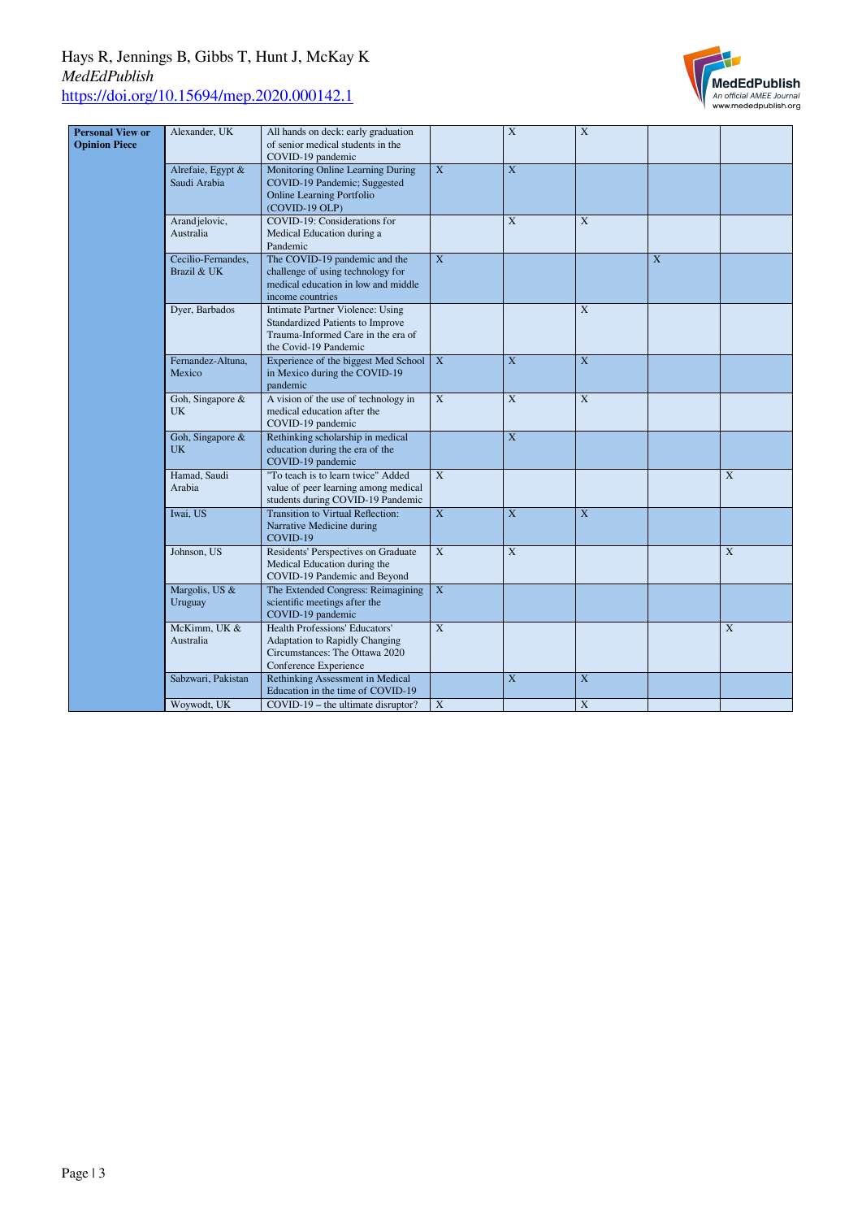| Personal View or Opinion Piece | Alexander, UK | All hands on deck: early graduation of senior medical students in the COVID-19 pandemic | | X | X | | |
|---|---|---|---|---|---|---|---|
| | Alrefaie, Egypt & Saudi Arabia | Monitoring Online Learning During COVID-19 Pandemic; Suggested Online Learning Portfolio (COVID-19 OLP) | X | X | | | |
| | Arandjelovic, Australia | COVID-19: Considerations for Medical Education during a Pandemic | | X | X | | |
| | Cecilio-Fernandes, Brazil & UK | The COVID-19 pandemic and the challenge of using technology for medical education in low and middle income countries | X | | | X | |
| | Dyer, Barbados | Intimate Partner Violence: Using Standardized Patients to Improve Trauma-Informed Care in the era of the Covid-19 Pandemic | | | X | | |
| | Fernandez-Altuna, Mexico | Experience of the biggest Med School in Mexico during the COVID-19 pandemic | X | X | X | | |
| | Goh, Singapore & UK | A vision of the use of technology in medical education after the COVID-19 pandemic | X | X | X | | |
| | Goh, Singapore & UK | Rethinking scholarship in medical education during the era of the COVID-19 pandemic | | X | | | |
| | Hamad, Saudi Arabia | "To teach is to learn twice" Added value of peer learning among medical students during COVID-19 Pandemic | X | | | | X |
| | Iwai, US | Transition to Virtual Reflection: Narrative Medicine during COVID-19 | X | X | X | | |
| | Johnson, US | Residents' Perspectives on Graduate Medical Education during the COVID-19 Pandemic and Beyond | X | X | | | X |
| | Margolis, US & Uruguay | The Extended Congress: Reimagining scientific meetings after the COVID-19 pandemic | X | | | | |
| | McKimm, UK & Australia | Health Professions' Educators' Adaptation to Rapidly Changing Circumstances: The Ottawa 2020 Conference Experience | X | | | | X |
| | Sabzwari, Pakistan | Rethinking Assessment in Medical Education in the time of COVID-19 | | X | X | | |
| | Woywodt, UK | COVID-19 – the ultimate disruptor? | X | | X | | |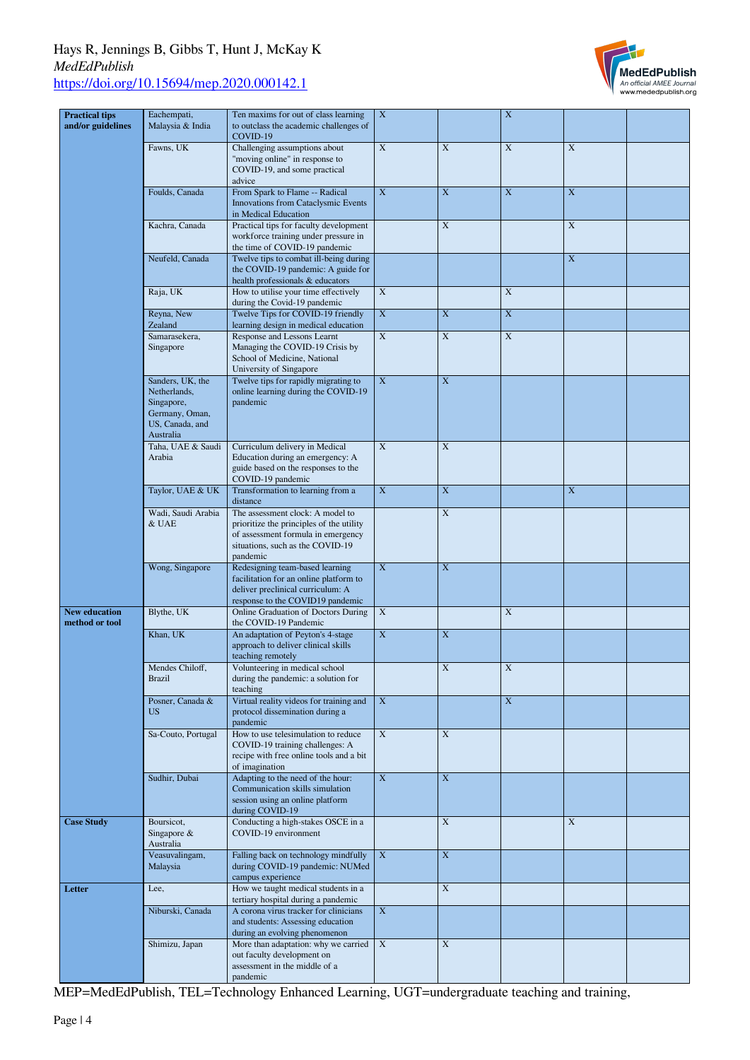| | | | | | | | |
|---|---|---|---|---|---|---|---|
| **Practical tips and/or guidelines** | Eachempati, Malaysia & India | Ten maxims for out of class learning to outclass the academic challenges of COVID-19 | X | | X | | |
| | Fawns, UK | Challenging assumptions about "moving online" in response to COVID-19, and some practical advice | X | X | X | X | |
| | Foulds, Canada | From Spark to Flame -- Radical Innovations from Cataclysmic Events in Medical Education | X | X | X | X | |
| | Kachra, Canada | Practical tips for faculty development workforce training under pressure in the time of COVID-19 pandemic | | X | | X | |
| | Neufeld, Canada | Twelve tips to combat ill-being during the COVID-19 pandemic: A guide for health professionals & educators | | | | X | |
| | Raja, UK | How to utilise your time effectively during the Covid-19 pandemic | X | | X | | |
| | Reyna, New Zealand | Twelve Tips for COVID-19 friendly learning design in medical education | X | X | X | | |
| | Samarasekera, Singapore | Response and Lessons Learnt Managing the COVID-19 Crisis by School of Medicine, National University of Singapore | X | X | X | | |
| | Sanders, UK, the Netherlands, Singapore, Germany, Oman, US, Canada, and Australia | Twelve tips for rapidly migrating to online learning during the COVID-19 pandemic | X | X | | | |
| | Taha, UAE & Saudi Arabia | Curriculum delivery in Medical Education during an emergency: A guide based on the responses to the COVID-19 pandemic | X | X | | | |
| | Taylor, UAE & UK | Transformation to learning from a distance | X | X | | X | |
| | Wadi, Saudi Arabia & UAE | The assessment clock: A model to prioritize the principles of the utility of assessment formula in emergency situations, such as the COVID-19 pandemic | | X | | | |
| | Wong, Singapore | Redesigning team-based learning facilitation for an online platform to deliver preclinical curriculum: A response to the COVID19 pandemic | X | X | | | |
| **New education method or tool** | Blythe, UK | Online Graduation of Doctors During the COVID-19 Pandemic | X | | X | | |
| | Khan, UK | An adaptation of Peyton's 4-stage approach to deliver clinical skills teaching remotely | X | X | | | |
| | Mendes Chiloff, Brazil | Volunteering in medical school during the pandemic: a solution for teaching | | X | X | | |
| | Posner, Canada & US | Virtual reality videos for training and protocol dissemination during a pandemic | X | | X | | |
| | Sa-Couto, Portugal | How to use telesimulation to reduce COVID-19 training challenges: A recipe with free online tools and a bit of imagination | X | X | | | |
| | Sudhir, Dubai | Adapting to the need of the hour: Communication skills simulation session using an online platform during COVID-19 | X | X | | | |
| **Case Study** | Boursicot, Singapore & Australia | Conducting a high-stakes OSCE in a COVID-19 environment | | X | | X | |
| | Veasuvalingam, Malaysia | Falling back on technology mindfully during COVID-19 pandemic: NUMed campus experience | X | X | | | |
| **Letter** | Lee, | How we taught medical students in a tertiary hospital during a pandemic | | X | | | |
| | Niburski, Canada | A corona virus tracker for clinicians and students: Assessing education during an evolving phenomenon | X | | | | |
| | Shimizu, Japan | More than adaptation: why we carried out faculty development on assessment in the middle of a pandemic | X | X | | | |

MEP=MedEdPublish, TEL=Technology Enhanced Learning, UGT=undergraduate teaching and training,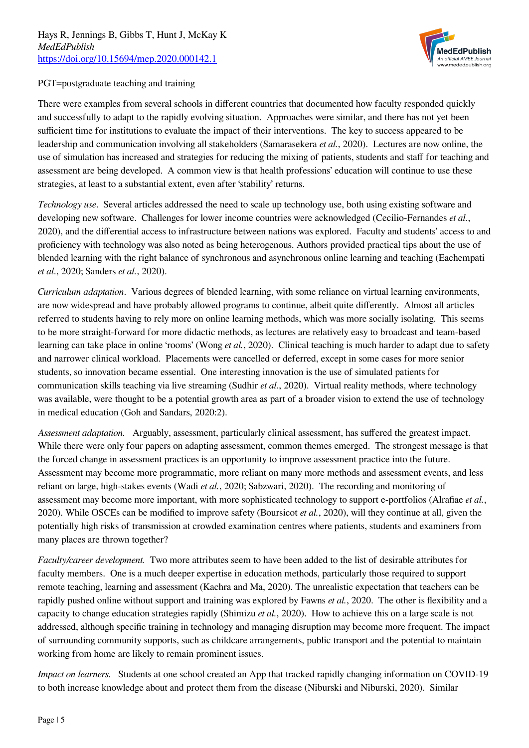PGT=postgraduate teaching and training

There were examples from several schools in different countries that documented how faculty responded quickly and successfully to adapt to the rapidly evolving situation. Approaches were similar, and there has not yet been sufficient time for institutions to evaluate the impact of their interventions. The key to success appeared to be leadership and communication involving all stakeholders (Samarasekera *et al.*, 2020). Lectures are now online, the use of simulation has increased and strategies for reducing the mixing of patients, students and staff for teaching and assessment are being developed. A common view is that health professions' education will continue to use these strategies, at least to a substantial extent, even after 'stability' returns.

*Technology use*. Several articles addressed the need to scale up technology use, both using existing software and developing new software. Challenges for lower income countries were acknowledged (Cecilio-Fernandes *et al.*, 2020), and the differential access to infrastructure between nations was explored. Faculty and students' access to and proficiency with technology was also noted as being heterogenous. Authors provided practical tips about the use of blended learning with the right balance of synchronous and asynchronous online learning and teaching (Eachempati *et al.*, 2020; Sanders *et al.*, 2020).

*Curriculum adaptation*. Various degrees of blended learning, with some reliance on virtual learning environments, are now widespread and have probably allowed programs to continue, albeit quite differently. Almost all articles referred to students having to rely more on online learning methods, which was more socially isolating. This seems to be more straight-forward for more didactic methods, as lectures are relatively easy to broadcast and team-based learning can take place in online 'rooms' (Wong *et al.*, 2020). Clinical teaching is much harder to adapt due to safety and narrower clinical workload. Placements were cancelled or deferred, except in some cases for more senior students, so innovation became essential. One interesting innovation is the use of simulated patients for communication skills teaching via live streaming (Sudhir *et al.*, 2020). Virtual reality methods, where technology was available, were thought to be a potential growth area as part of a broader vision to extend the use of technology in medical education (Goh and Sandars, 2020:2).

*Assessment adaptation.* Arguably, assessment, particularly clinical assessment, has suffered the greatest impact. While there were only four papers on adapting assessment, common themes emerged. The strongest message is that the forced change in assessment practices is an opportunity to improve assessment practice into the future. Assessment may become more programmatic, more reliant on many more methods and assessment events, and less reliant on large, high-stakes events (Wadi *et al.*, 2020; Sabzwari, 2020). The recording and monitoring of assessment may become more important, with more sophisticated technology to support e-portfolios (Alrafiae *et al.*, 2020). While OSCEs can be modified to improve safety (Boursicot *et al.*, 2020), will they continue at all, given the potentially high risks of transmission at crowded examination centres where patients, students and examiners from many places are thrown together?

*Faculty/career development.* Two more attributes seem to have been added to the list of desirable attributes for faculty members. One is a much deeper expertise in education methods, particularly those required to support remote teaching, learning and assessment (Kachra and Ma, 2020). The unrealistic expectation that teachers can be rapidly pushed online without support and training was explored by Fawns *et al.*, 2020. The other is flexibility and a capacity to change education strategies rapidly (Shimizu *et al.*, 2020). How to achieve this on a large scale is not addressed, although specific training in technology and managing disruption may become more frequent. The impact of surrounding community supports, such as childcare arrangements, public transport and the potential to maintain working from home are likely to remain prominent issues.

*Impact on learners.* Students at one school created an App that tracked rapidly changing information on COVID-19 to both increase knowledge about and protect them from the disease (Niburski and Niburski, 2020). Similar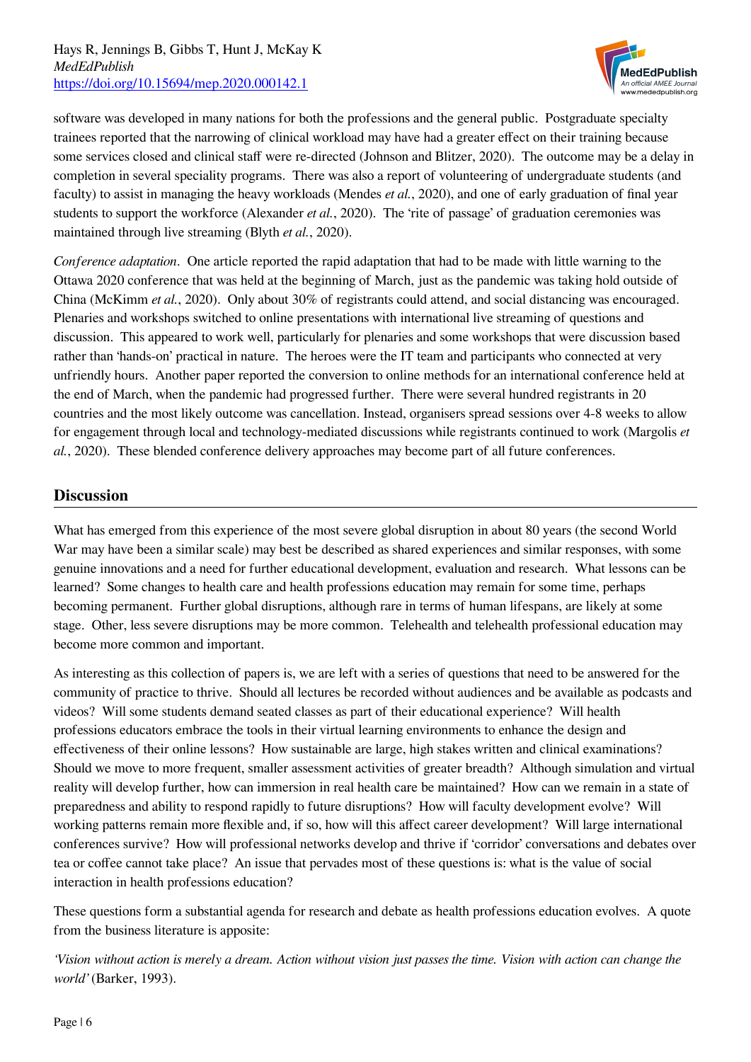software was developed in many nations for both the professions and the general public. Postgraduate specialty trainees reported that the narrowing of clinical workload may have had a greater effect on their training because some services closed and clinical staff were re-directed (Johnson and Blitzer, 2020). The outcome may be a delay in completion in several speciality programs. There was also a report of volunteering of undergraduate students (and faculty) to assist in managing the heavy workloads (Mendes *et al.*, 2020), and one of early graduation of final year students to support the workforce (Alexander *et al.*, 2020). The 'rite of passage' of graduation ceremonies was maintained through live streaming (Blyth *et al.*, 2020).

*Conference adaptation*. One article reported the rapid adaptation that had to be made with little warning to the Ottawa 2020 conference that was held at the beginning of March, just as the pandemic was taking hold outside of China (McKimm *et al.*, 2020). Only about 30% of registrants could attend, and social distancing was encouraged. Plenaries and workshops switched to online presentations with international live streaming of questions and discussion. This appeared to work well, particularly for plenaries and some workshops that were discussion based rather than 'hands-on' practical in nature. The heroes were the IT team and participants who connected at very unfriendly hours. Another paper reported the conversion to online methods for an international conference held at the end of March, when the pandemic had progressed further. There were several hundred registrants in 20 countries and the most likely outcome was cancellation. Instead, organisers spread sessions over 4-8 weeks to allow for engagement through local and technology-mediated discussions while registrants continued to work (Margolis *et al.*, 2020). These blended conference delivery approaches may become part of all future conferences.

## Discussion

What has emerged from this experience of the most severe global disruption in about 80 years (the second World War may have been a similar scale) may best be described as shared experiences and similar responses, with some genuine innovations and a need for further educational development, evaluation and research. What lessons can be learned? Some changes to health care and health professions education may remain for some time, perhaps becoming permanent. Further global disruptions, although rare in terms of human lifespans, are likely at some stage. Other, less severe disruptions may be more common. Telehealth and telehealth professional education may become more common and important.

As interesting as this collection of papers is, we are left with a series of questions that need to be answered for the community of practice to thrive. Should all lectures be recorded without audiences and be available as podcasts and videos? Will some students demand seated classes as part of their educational experience? Will health professions educators embrace the tools in their virtual learning environments to enhance the design and effectiveness of their online lessons? How sustainable are large, high stakes written and clinical examinations? Should we move to more frequent, smaller assessment activities of greater breadth? Although simulation and virtual reality will develop further, how can immersion in real health care be maintained? How can we remain in a state of preparedness and ability to respond rapidly to future disruptions? How will faculty development evolve? Will working patterns remain more flexible and, if so, how will this affect career development? Will large international conferences survive? How will professional networks develop and thrive if 'corridor' conversations and debates over tea or coffee cannot take place? An issue that pervades most of these questions is: what is the value of social interaction in health professions education?

These questions form a substantial agenda for research and debate as health professions education evolves. A quote from the business literature is apposite:

*'Vision without action is merely a dream. Action without vision just passes the time. Vision with action can change the world'* (Barker, 1993).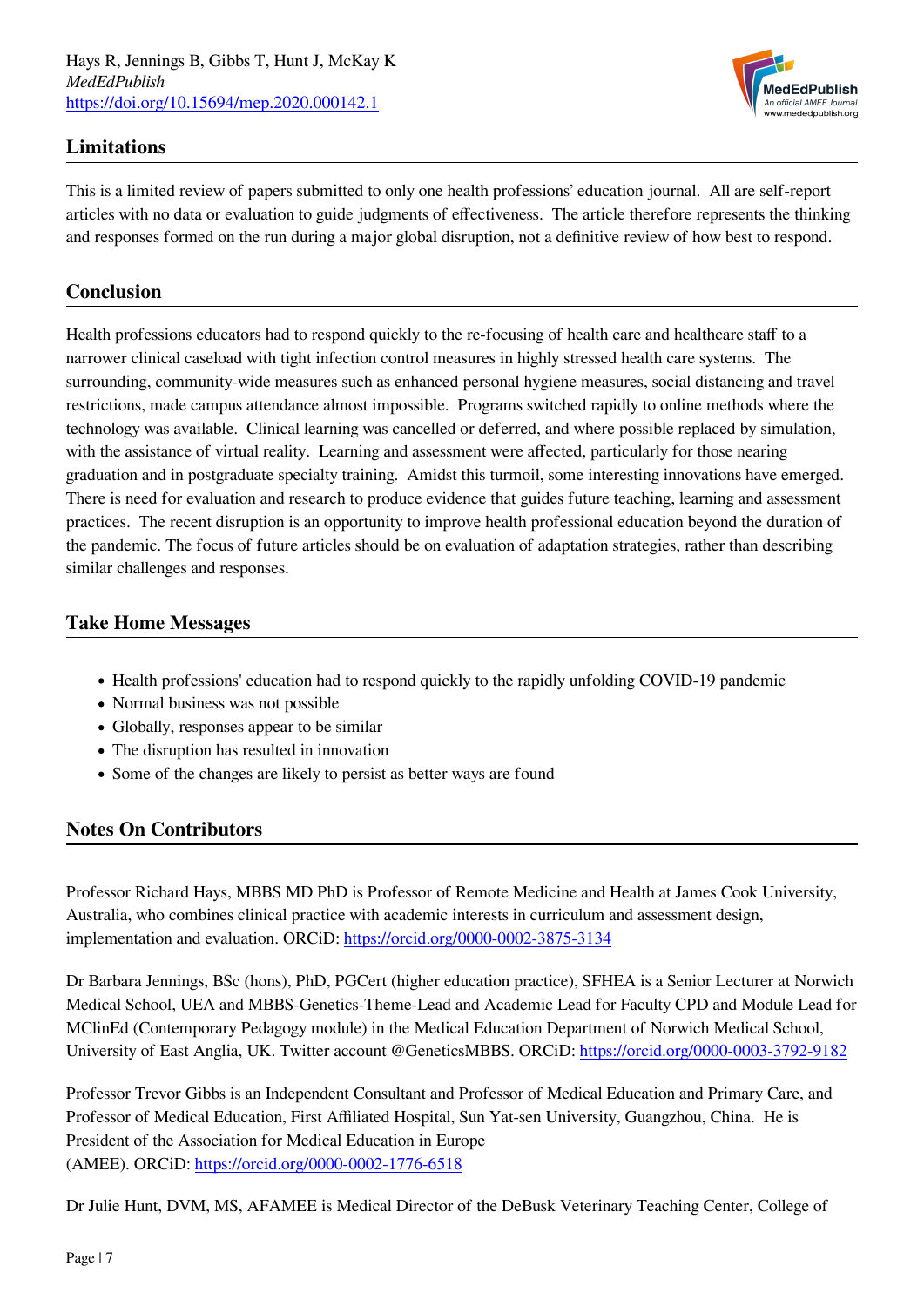## Limitations

This is a limited review of papers submitted to only one health professions' education journal. All are self-report articles with no data or evaluation to guide judgments of effectiveness. The article therefore represents the thinking and responses formed on the run during a major global disruption, not a definitive review of how best to respond.

## Conclusion

Health professions educators had to respond quickly to the re-focusing of health care and healthcare staff to a narrower clinical caseload with tight infection control measures in highly stressed health care systems. The surrounding, community-wide measures such as enhanced personal hygiene measures, social distancing and travel restrictions, made campus attendance almost impossible. Programs switched rapidly to online methods where the technology was available. Clinical learning was cancelled or deferred, and where possible replaced by simulation, with the assistance of virtual reality. Learning and assessment were affected, particularly for those nearing graduation and in postgraduate specialty training. Amidst this turmoil, some interesting innovations have emerged. There is need for evaluation and research to produce evidence that guides future teaching, learning and assessment practices. The recent disruption is an opportunity to improve health professional education beyond the duration of the pandemic. The focus of future articles should be on evaluation of adaptation strategies, rather than describing similar challenges and responses.

## Take Home Messages

- Health professions' education had to respond quickly to the rapidly unfolding COVID-19 pandemic
- Normal business was not possible
- Globally, responses appear to be similar
- The disruption has resulted in innovation
- Some of the changes are likely to persist as better ways are found

## Notes On Contributors

Professor Richard Hays, MBBS MD PhD is Professor of Remote Medicine and Health at James Cook University, Australia, who combines clinical practice with academic interests in curriculum and assessment design, implementation and evaluation. ORCiD: https://orcid.org/0000-0002-3875-3134

Dr Barbara Jennings, BSc (hons), PhD, PGCert (higher education practice), SFHEA is a Senior Lecturer at Norwich Medical School, UEA and MBBS-Genetics-Theme-Lead and Academic Lead for Faculty CPD and Module Lead for MClinEd (Contemporary Pedagogy module) in the Medical Education Department of Norwich Medical School, University of East Anglia, UK. Twitter account @GeneticsMBBS. ORCiD: https://orcid.org/0000-0003-3792-9182

Professor Trevor Gibbs is an Independent Consultant and Professor of Medical Education and Primary Care, and Professor of Medical Education, First Affiliated Hospital, Sun Yat-sen University, Guangzhou, China. He is President of the Association for Medical Education in Europe (AMEE). ORCiD: https://orcid.org/0000-0002-1776-6518

Dr Julie Hunt, DVM, MS, AFAMEE is Medical Director of the DeBusk Veterinary Teaching Center, College of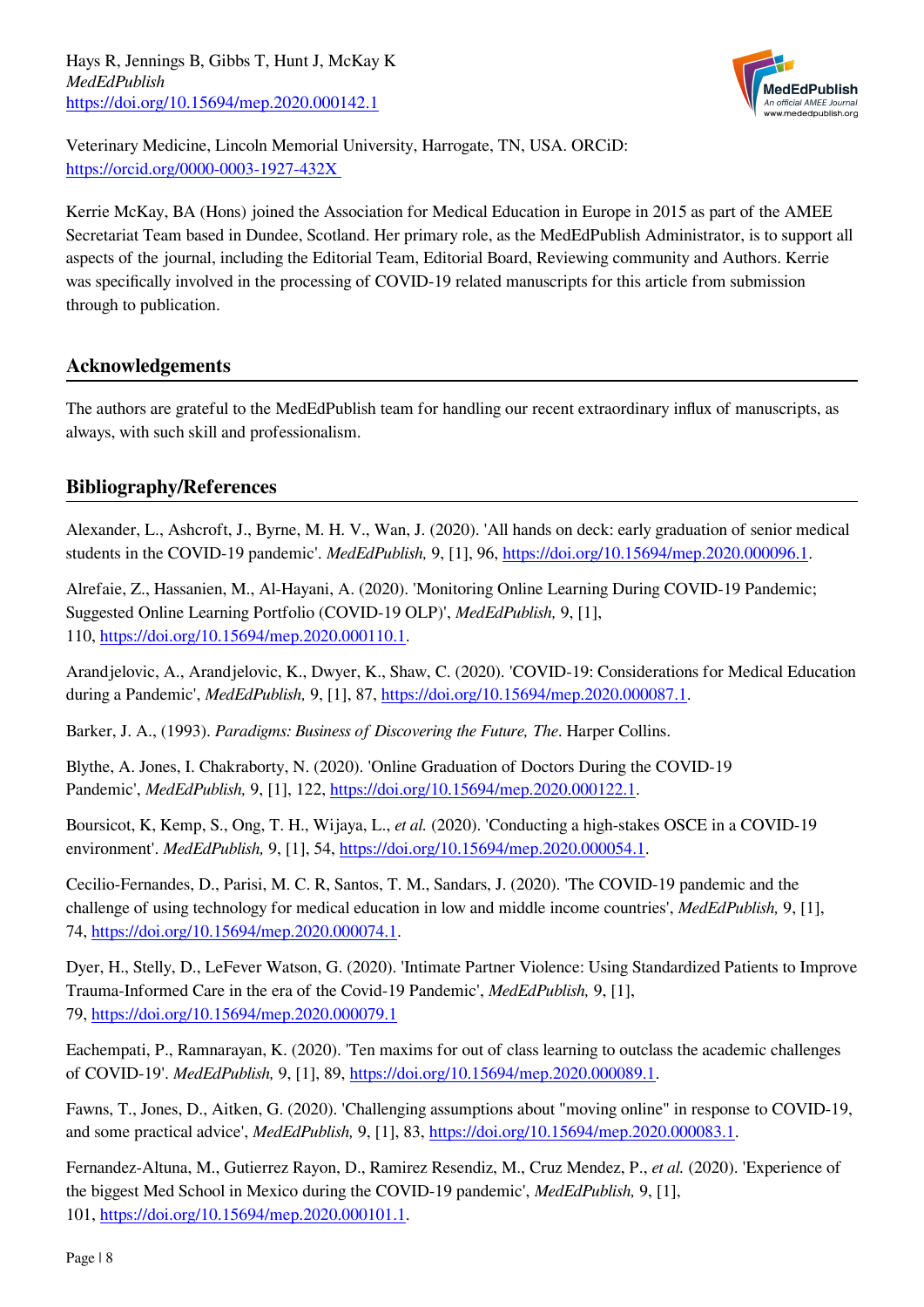Veterinary Medicine, Lincoln Memorial University, Harrogate, TN, USA. ORCiD: https://orcid.org/0000-0003-1927-432X

Kerrie McKay, BA (Hons) joined the Association for Medical Education in Europe in 2015 as part of the AMEE Secretariat Team based in Dundee, Scotland. Her primary role, as the MedEdPublish Administrator, is to support all aspects of the journal, including the Editorial Team, Editorial Board, Reviewing community and Authors. Kerrie was specifically involved in the processing of COVID-19 related manuscripts for this article from submission through to publication.

## Acknowledgements

The authors are grateful to the MedEdPublish team for handling our recent extraordinary influx of manuscripts, as always, with such skill and professionalism.

## Bibliography/References

Alexander, L., Ashcroft, J., Byrne, M. H. V., Wan, J. (2020). 'All hands on deck: early graduation of senior medical students in the COVID-19 pandemic'. *MedEdPublish,* 9, [1], 96, https://doi.org/10.15694/mep.2020.000096.1.

Alrefaie, Z., Hassanien, M., Al-Hayani, A. (2020). 'Monitoring Online Learning During COVID-19 Pandemic; Suggested Online Learning Portfolio (COVID-19 OLP)', *MedEdPublish,* 9, [1], 110, https://doi.org/10.15694/mep.2020.000110.1.

Arandjelovic, A., Arandjelovic, K., Dwyer, K., Shaw, C. (2020). 'COVID-19: Considerations for Medical Education during a Pandemic', *MedEdPublish,* 9, [1], 87, https://doi.org/10.15694/mep.2020.000087.1.

Barker, J. A., (1993). *Paradigms: Business of Discovering the Future, The*. Harper Collins.

Blythe, A. Jones, I. Chakraborty, N. (2020). 'Online Graduation of Doctors During the COVID-19 Pandemic', *MedEdPublish,* 9, [1], 122, https://doi.org/10.15694/mep.2020.000122.1.

Boursicot, K, Kemp, S., Ong, T. H., Wijaya, L., *et al.* (2020). 'Conducting a high-stakes OSCE in a COVID-19 environment'. *MedEdPublish,* 9, [1], 54, https://doi.org/10.15694/mep.2020.000054.1.

Cecilio-Fernandes, D., Parisi, M. C. R, Santos, T. M., Sandars, J. (2020). 'The COVID-19 pandemic and the challenge of using technology for medical education in low and middle income countries', *MedEdPublish,* 9, [1], 74, https://doi.org/10.15694/mep.2020.000074.1.

Dyer, H., Stelly, D., LeFever Watson, G. (2020). 'Intimate Partner Violence: Using Standardized Patients to Improve Trauma-Informed Care in the era of the Covid-19 Pandemic', *MedEdPublish,* 9, [1], 79, https://doi.org/10.15694/mep.2020.000079.1

Eachempati, P., Ramnarayan, K. (2020). 'Ten maxims for out of class learning to outclass the academic challenges of COVID-19'. *MedEdPublish,* 9, [1], 89, https://doi.org/10.15694/mep.2020.000089.1.

Fawns, T., Jones, D., Aitken, G. (2020). 'Challenging assumptions about "moving online" in response to COVID-19, and some practical advice', *MedEdPublish,* 9, [1], 83, https://doi.org/10.15694/mep.2020.000083.1.

Fernandez-Altuna, M., Gutierrez Rayon, D., Ramirez Resendiz, M., Cruz Mendez, P., *et al.* (2020). 'Experience of the biggest Med School in Mexico during the COVID-19 pandemic', *MedEdPublish,* 9, [1], 101, https://doi.org/10.15694/mep.2020.000101.1.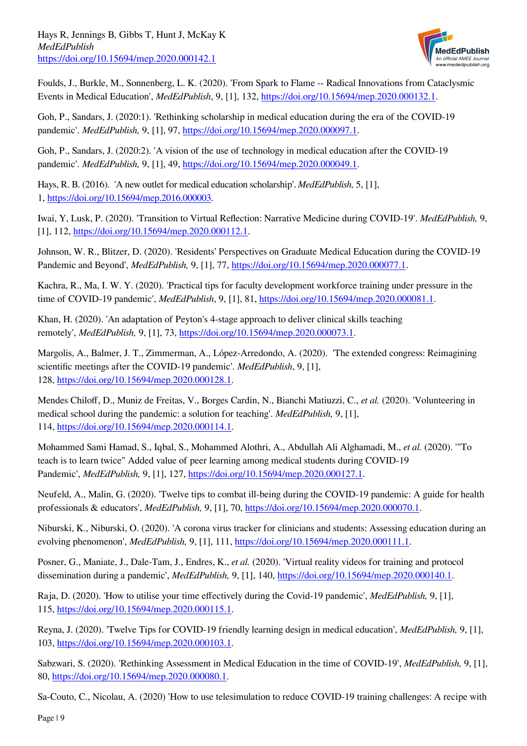Foulds, J., Burkle, M., Sonnenberg, L. K. (2020). 'From Spark to Flame -- Radical Innovations from Cataclysmic Events in Medical Education', *MedEdPublish*, 9, [1], 132, https://doi.org/10.15694/mep.2020.000132.1.

Goh, P., Sandars, J. (2020:1). 'Rethinking scholarship in medical education during the era of the COVID-19 pandemic'. *MedEdPublish,* 9, [1], 97, https://doi.org/10.15694/mep.2020.000097.1.

Goh, P., Sandars, J. (2020:2). 'A vision of the use of technology in medical education after the COVID-19 pandemic'. *MedEdPublish,* 9, [1], 49, https://doi.org/10.15694/mep.2020.000049.1.

Hays, R. B. (2016). 'A new outlet for medical education scholarship'. *MedEdPublish,* 5, [1], 1, https://doi.org/10.15694/mep.2016.000003.

Iwai, Y, Lusk, P. (2020). 'Transition to Virtual Reflection: Narrative Medicine during COVID-19'. *MedEdPublish,* 9, [1], 112, https://doi.org/10.15694/mep.2020.000112.1.

Johnson, W. R., Blitzer, D. (2020). 'Residents' Perspectives on Graduate Medical Education during the COVID-19 Pandemic and Beyond', *MedEdPublish,* 9, [1], 77, https://doi.org/10.15694/mep.2020.000077.1.

Kachra, R., Ma, I. W. Y. (2020). 'Practical tips for faculty development workforce training under pressure in the time of COVID-19 pandemic', *MedEdPublish*, 9, [1], 81, https://doi.org/10.15694/mep.2020.000081.1.

Khan, H. (2020). 'An adaptation of Peyton's 4-stage approach to deliver clinical skills teaching remotely', *MedEdPublish,* 9, [1], 73, https://doi.org/10.15694/mep.2020.000073.1.

Margolis, A., Balmer, J. T., Zimmerman, A., López-Arredondo, A. (2020). 'The extended congress: Reimagining scientific meetings after the COVID-19 pandemic'. *MedEdPublish*, 9, [1], 128, https://doi.org/10.15694/mep.2020.000128.1.

Mendes Chiloff, D., Muniz de Freitas, V., Borges Cardin, N., Bianchi Matiuzzi, C., *et al.* (2020). 'Volunteering in medical school during the pandemic: a solution for teaching'. *MedEdPublish,* 9, [1], 114, https://doi.org/10.15694/mep.2020.000114.1.

Mohammed Sami Hamad, S., Iqbal, S., Mohammed Alothri, A., Abdullah Ali Alghamadi, M., *et al.* (2020). '"To teach is to learn twice" Added value of peer learning among medical students during COVID-19 Pandemic', *MedEdPublish,* 9, [1], 127, https://doi.org/10.15694/mep.2020.000127.1.

Neufeld, A., Malin, G. (2020). 'Twelve tips to combat ill-being during the COVID-19 pandemic: A guide for health professionals & educators', *MedEdPublish,* 9, [1], 70, https://doi.org/10.15694/mep.2020.000070.1.

Niburski, K., Niburski, O. (2020). 'A corona virus tracker for clinicians and students: Assessing education during an evolving phenomenon', *MedEdPublish,* 9, [1], 111, https://doi.org/10.15694/mep.2020.000111.1.

Posner, G., Maniate, J., Dale-Tam, J., Endres, K., *et al.* (2020). 'Virtual reality videos for training and protocol dissemination during a pandemic', *MedEdPublish,* 9, [1], 140, https://doi.org/10.15694/mep.2020.000140.1.

Raja, D. (2020). 'How to utilise your time effectively during the Covid-19 pandemic', *MedEdPublish,* 9, [1], 115, https://doi.org/10.15694/mep.2020.000115.1.

Reyna, J. (2020). 'Twelve Tips for COVID-19 friendly learning design in medical education', *MedEdPublish,* 9, [1], 103, https://doi.org/10.15694/mep.2020.000103.1.

Sabzwari, S. (2020). 'Rethinking Assessment in Medical Education in the time of COVID-19', *MedEdPublish,* 9, [1], 80, https://doi.org/10.15694/mep.2020.000080.1.

Sa-Couto, C., Nicolau, A. (2020) 'How to use telesimulation to reduce COVID-19 training challenges: A recipe with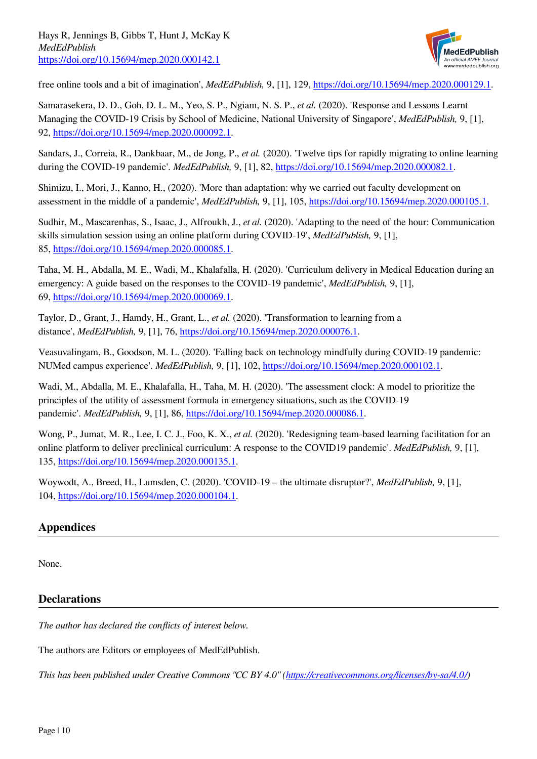free online tools and a bit of imagination', *MedEdPublish,* 9, [1], 129, https://doi.org/10.15694/mep.2020.000129.1.

Samarasekera, D. D., Goh, D. L. M., Yeo, S. P., Ngiam, N. S. P., *et al.* (2020). 'Response and Lessons Learnt Managing the COVID-19 Crisis by School of Medicine, National University of Singapore', *MedEdPublish,* 9, [1], 92, https://doi.org/10.15694/mep.2020.000092.1.

Sandars, J., Correia, R., Dankbaar, M., de Jong, P., *et al.* (2020). 'Twelve tips for rapidly migrating to online learning during the COVID-19 pandemic'. *MedEdPublish,* 9, [1], 82, https://doi.org/10.15694/mep.2020.000082.1.

Shimizu, I., Mori, J., Kanno, H., (2020). 'More than adaptation: why we carried out faculty development on assessment in the middle of a pandemic', *MedEdPublish,* 9, [1], 105, https://doi.org/10.15694/mep.2020.000105.1.

Sudhir, M., Mascarenhas, S., Isaac, J., Alfroukh, J., *et al.* (2020). 'Adapting to the need of the hour: Communication skills simulation session using an online platform during COVID-19', *MedEdPublish,* 9, [1], 85, https://doi.org/10.15694/mep.2020.000085.1.

Taha, M. H., Abdalla, M. E., Wadi, M., Khalafalla, H. (2020). 'Curriculum delivery in Medical Education during an emergency: A guide based on the responses to the COVID-19 pandemic', *MedEdPublish,* 9, [1], 69, https://doi.org/10.15694/mep.2020.000069.1.

Taylor, D., Grant, J., Hamdy, H., Grant, L., *et al.* (2020). 'Transformation to learning from a distance', *MedEdPublish,* 9, [1], 76, https://doi.org/10.15694/mep.2020.000076.1.

Veasuvalingam, B., Goodson, M. L. (2020). 'Falling back on technology mindfully during COVID-19 pandemic: NUMed campus experience'. *MedEdPublish,* 9, [1], 102, https://doi.org/10.15694/mep.2020.000102.1.

Wadi, M., Abdalla, M. E., Khalafalla, H., Taha, M. H. (2020). 'The assessment clock: A model to prioritize the principles of the utility of assessment formula in emergency situations, such as the COVID-19 pandemic'. *MedEdPublish,* 9, [1], 86, https://doi.org/10.15694/mep.2020.000086.1.

Wong, P., Jumat, M. R., Lee, I. C. J., Foo, K. X., *et al.* (2020). 'Redesigning team-based learning facilitation for an online platform to deliver preclinical curriculum: A response to the COVID19 pandemic'. *MedEdPublish,* 9, [1], 135, https://doi.org/10.15694/mep.2020.000135.1.

Woywodt, A., Breed, H., Lumsden, C. (2020). 'COVID-19 – the ultimate disruptor?', *MedEdPublish,* 9, [1], 104, https://doi.org/10.15694/mep.2020.000104.1.

## Appendices

None.

## Declarations

*The author has declared the conflicts of interest below.*

The authors are Editors or employees of MedEdPublish.

*This has been published under Creative Commons "CC BY 4.0" (https://creativecommons.org/licenses/by-sa/4.0/)*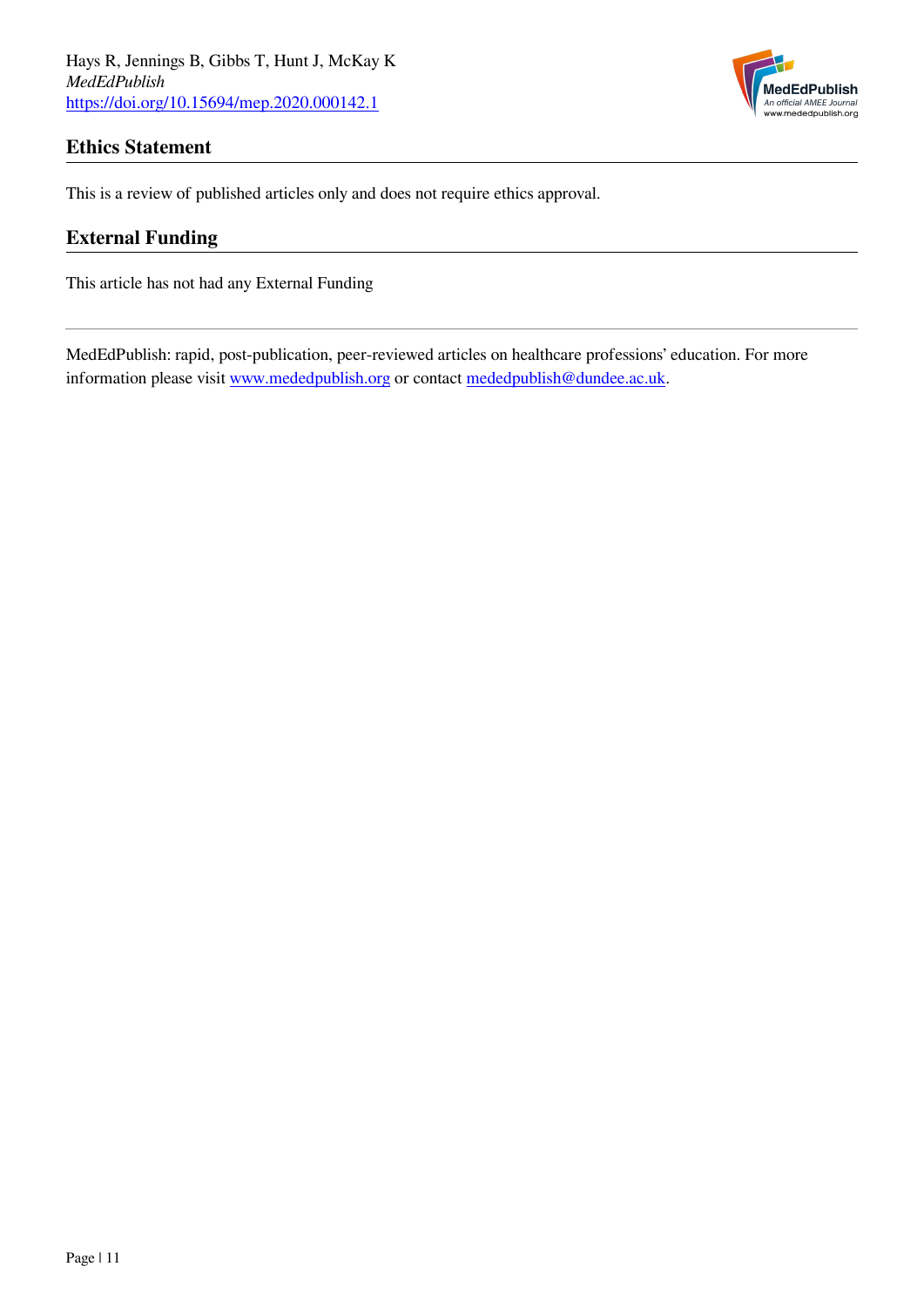## Ethics Statement

This is a review of published articles only and does not require ethics approval.

## External Funding

This article has not had any External Funding

---

MedEdPublish: rapid, post-publication, peer-reviewed articles on healthcare professions' education. For more information please visit www.mededpublish.org or contact mededpublish@dundee.ac.uk.